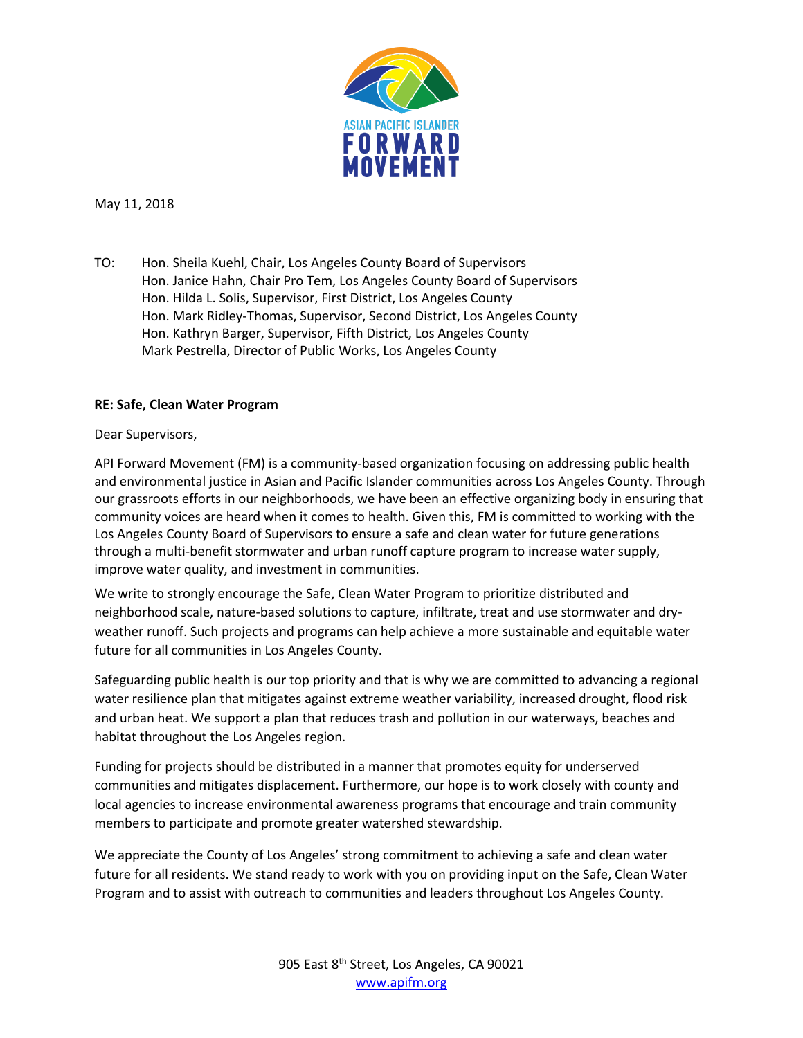ASIAN PACIFIC ISLANDER
FORWARD
MOVEMENT

May 11, 2018

TO: Hon. Sheila Kuehl, Chair, Los Angeles County Board of Supervisors
Hon. Janice Hahn, Chair Pro Tem, Los Angeles County Board of Supervisors
Hon. Hilda L. Solis, Supervisor, First District, Los Angeles County
Hon. Mark Ridley-Thomas, Supervisor, Second District, Los Angeles County
Hon. Kathryn Barger, Supervisor, Fifth District, Los Angeles County
Mark Pestrella, Director of Public Works, Los Angeles County

**RE: Safe, Clean Water Program**

Dear Supervisors,

API Forward Movement (FM) is a community-based organization focusing on addressing public health and environmental justice in Asian and Pacific Islander communities across Los Angeles County. Through our grassroots efforts in our neighborhoods, we have been an effective organizing body in ensuring that community voices are heard when it comes to health. Given this, FM is committed to working with the Los Angeles County Board of Supervisors to ensure a safe and clean water for future generations through a multi-benefit stormwater and urban runoff capture program to increase water supply, improve water quality, and investment in communities.

We write to strongly encourage the Safe, Clean Water Program to prioritize distributed and neighborhood scale, nature-based solutions to capture, infiltrate, treat and use stormwater and dry-weather runoff. Such projects and programs can help achieve a more sustainable and equitable water future for all communities in Los Angeles County.

Safeguarding public health is our top priority and that is why we are committed to advancing a regional water resilience plan that mitigates against extreme weather variability, increased drought, flood risk and urban heat. We support a plan that reduces trash and pollution in our waterways, beaches and habitat throughout the Los Angeles region.

Funding for projects should be distributed in a manner that promotes equity for underserved communities and mitigates displacement. Furthermore, our hope is to work closely with county and local agencies to increase environmental awareness programs that encourage and train community members to participate and promote greater watershed stewardship.

We appreciate the County of Los Angeles' strong commitment to achieving a safe and clean water future for all residents. We stand ready to work with you on providing input on the Safe, Clean Water Program and to assist with outreach to communities and leaders throughout Los Angeles County.

905 East 8th Street, Los Angeles, CA 90021
www.apifm.org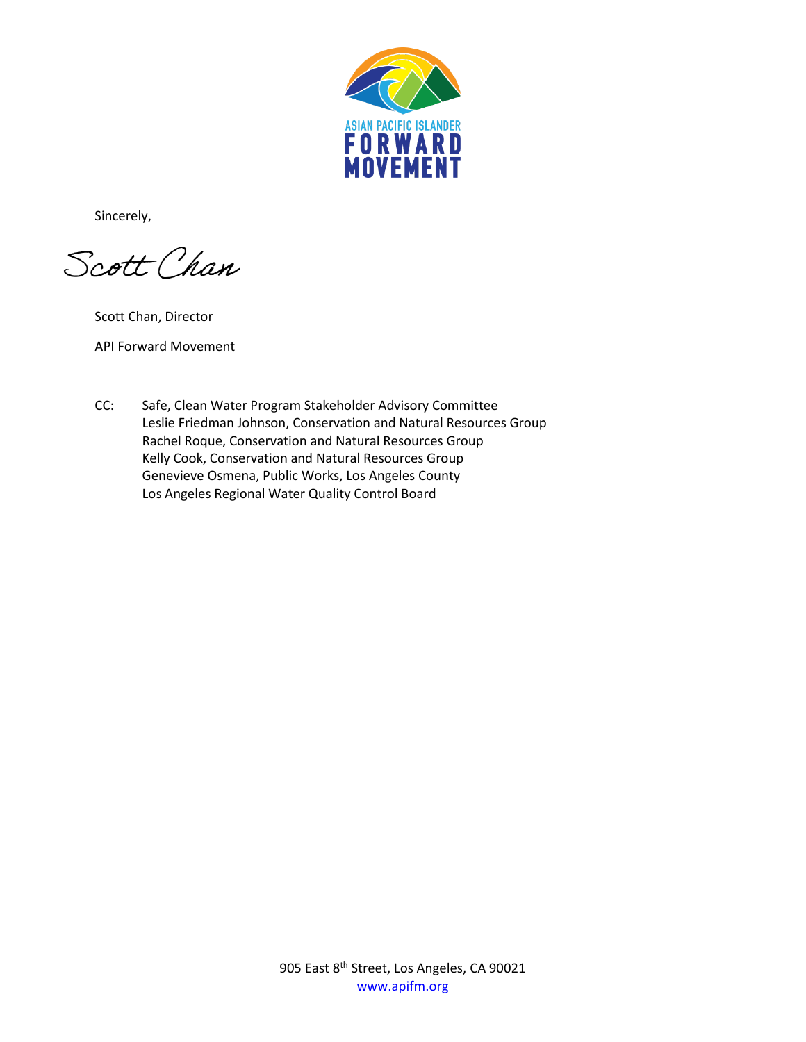Sincerely,

Scott Chan

Scott Chan, Director

API Forward Movement

CC: Safe, Clean Water Program Stakeholder Advisory Committee
Leslie Friedman Johnson, Conservation and Natural Resources Group
Rachel Roque, Conservation and Natural Resources Group
Kelly Cook, Conservation and Natural Resources Group
Genevieve Osmena, Public Works, Los Angeles County
Los Angeles Regional Water Quality Control Board

905 East 8th Street, Los Angeles, CA 90021
www.apifm.org